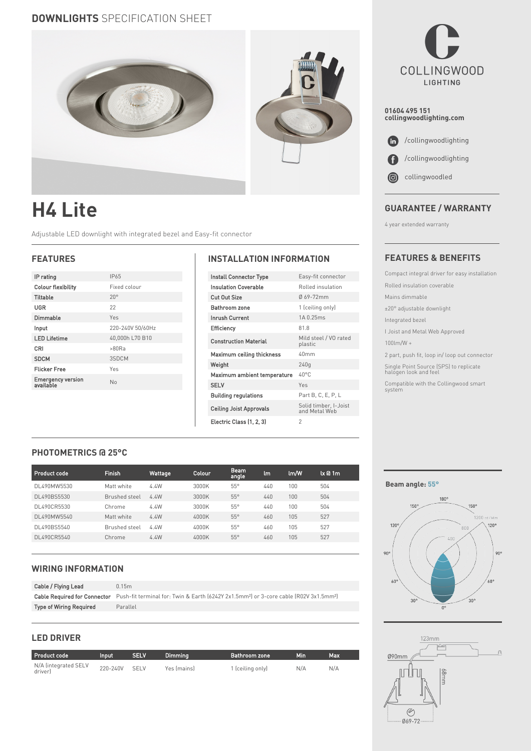## DOWNLIGHTS SPECIFICATION SHEET

# H4 Lite

Adjustable LED downlight with integrated bezel and Easy-fit connector

### FEATURES

| IP rating | IP65 |
|---|---|
| Colour flexibility | Fixed colour |
| Tiltable | 20° |
| UGR | 22 |
| Dimmable | Yes |
| Input | 220-240V 50/60Hz |
| LED Lifetime | 40,000h L70 B10 |
| CRI | >80Ra |
| SDCM | 3SDCM |
| Flicker Free | Yes |
| Emergency version available | No |

### INSTALLATION INFORMATION

| Install Connector Type | Easy-fit connector |
|---|---|
| Insulation Coverable | Rolled insulation |
| Cut Out Size | Ø 69-72mm |
| Bathroom zone | 1 (ceiling only) |
| Inrush Current | 1A 0.25ms |
| Efficiency | 81.8 |
| Construction Material | Mild steel / V0 rated plastic |
| Maximum ceiling thickness | 40mm |
| Weight | 240g |
| Maximum ambient temperature | 40°C |
| SELV | Yes |
| Building regulations | Part B, C, E, P, L |
| Ceiling Joist Approvals | Solid timber, I-Joist and Metal Web |
| Electric Class (1, 2, 3) | 2 |

### PHOTOMETRICS @ 25°C

| Product code | Finish | Wattage | Colour | Beam angle | lm | lm/W | lx @ 1m |
|---|---|---|---|---|---|---|---|
| DL490MW5530 | Matt white | 4.4W | 3000K | 55° | 440 | 100 | 504 |
| DL490BS5530 | Brushed steel | 4.4W | 3000K | 55° | 440 | 100 | 504 |
| DL490CR5530 | Chrome | 4.4W | 3000K | 55° | 440 | 100 | 504 |
| DL490MW5540 | Matt white | 4.4W | 4000K | 55° | 460 | 105 | 527 |
| DL490BS5540 | Brushed steel | 4.4W | 4000K | 55° | 460 | 105 | 527 |
| DL490CR5540 | Chrome | 4.4W | 4000K | 55° | 460 | 105 | 527 |

### WIRING INFORMATION

| Cable / Flying Lead | 0.15m |
|---|---|
| Cable Required for Connector | Push-fit terminal for: Twin & Earth (6242Y 2x1.5mm²) or 3-core cable (R02V 3x1.5mm²) |
| Type of Wiring Required | Parallel |

### LED DRIVER

| Product code | Input | SELV | Dimming | Bathroom zone | Min | Max |
|---|---|---|---|---|---|---|
| N/A (integrated SELV driver) | 220-240V | SELV | Yes (mains) | 1 (ceiling only) | N/A | N/A |

COLLINGWOOD LIGHTING

**01604 495 151**
**collingwoodlighting.com**

/collingwoodlighting

/collingwoodlighting

collingwoodled

### GUARANTEE / WARRANTY

4 year extended warranty

### FEATURES & BENEFITS

- Compact integral driver for easy installation
- Rolled insulation coverable
- Mains dimmable
- ±20° adjustable downlight
- Integrated bezel
- I Joist and Metal Web Approved
- 100lm/W +
- 2 part, push fit, loop in/ loop out connector
- Single Point Source (SPS) to replicate halogen look and feel
- Compatible with the Collingwood smart system

**Beam angle: 55°**

123mm

Ø90mm

68mm

Ø69-72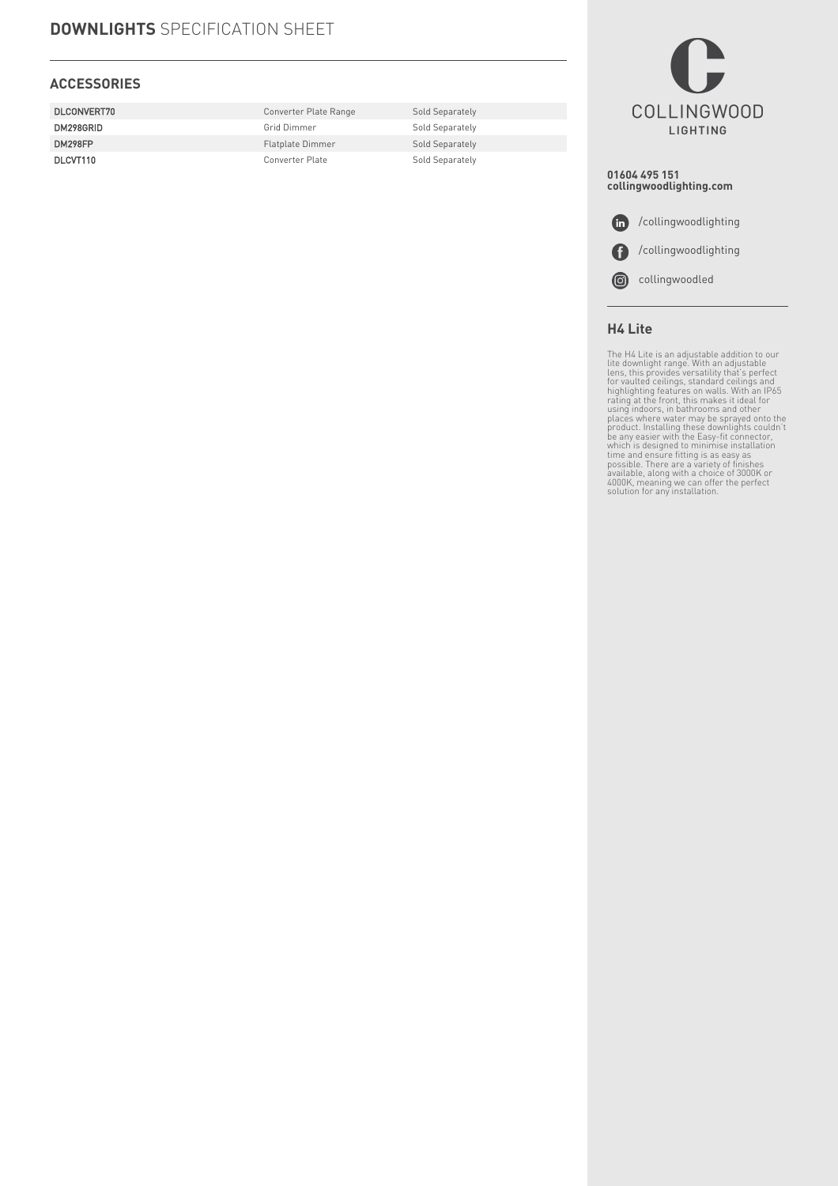# DOWNLIGHTS SPECIFICATION SHEET

## ACCESSORIES

| | | |
|---|---|---|
| DLCONVERT70 | Converter Plate Range | Sold Separately |
| DM298GRID | Grid Dimmer | Sold Separately |
| DM298FP | Flatplate Dimmer | Sold Separately |
| DLCVT110 | Converter Plate | Sold Separately |

COLLINGWOOD LIGHTING

**01604 495 151**
**collingwoodlighting.com**

/collingwoodlighting

/collingwoodlighting

collingwoodled

## H4 Lite

The H4 Lite is an adjustable addition to our lite downlight range. With an adjustable lens, this provides versatility that's perfect for vaulted ceilings, standard ceilings and highlighting features on walls. With an IP65 rating at the front, this makes it ideal for using indoors, in bathrooms and other places where water may be sprayed onto the product. Installing these downlights couldn't be any easier with the Easy-fit connector, which is designed to minimise installation time and ensure fitting is as easy as possible. There are a variety of finishes available, along with a choice of 3000K or 4000K, meaning we can offer the perfect solution for any installation.